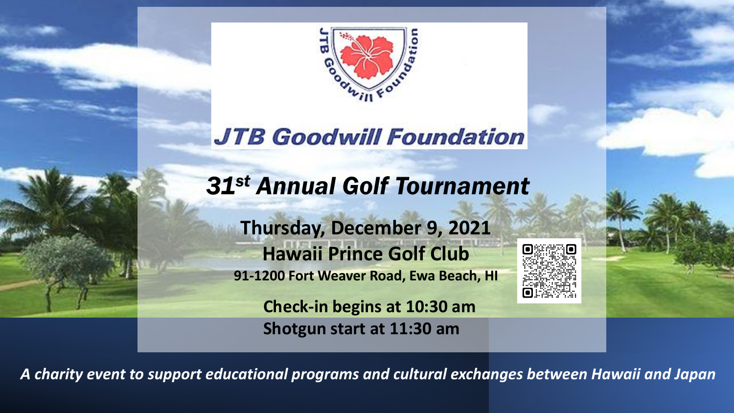# JTB Goodwill Foundation

## *31st Annual Golf Tournament*

**Thursday, December 9, 2021**

**Hawaii Prince Golf Club**

**91-1200 Fort Weaver Road, Ewa Beach, HI**

**Check-in begins at 10:30 am**

**Shotgun start at 11:30 am**

***A charity event to support educational programs and cultural exchanges between Hawaii and Japan***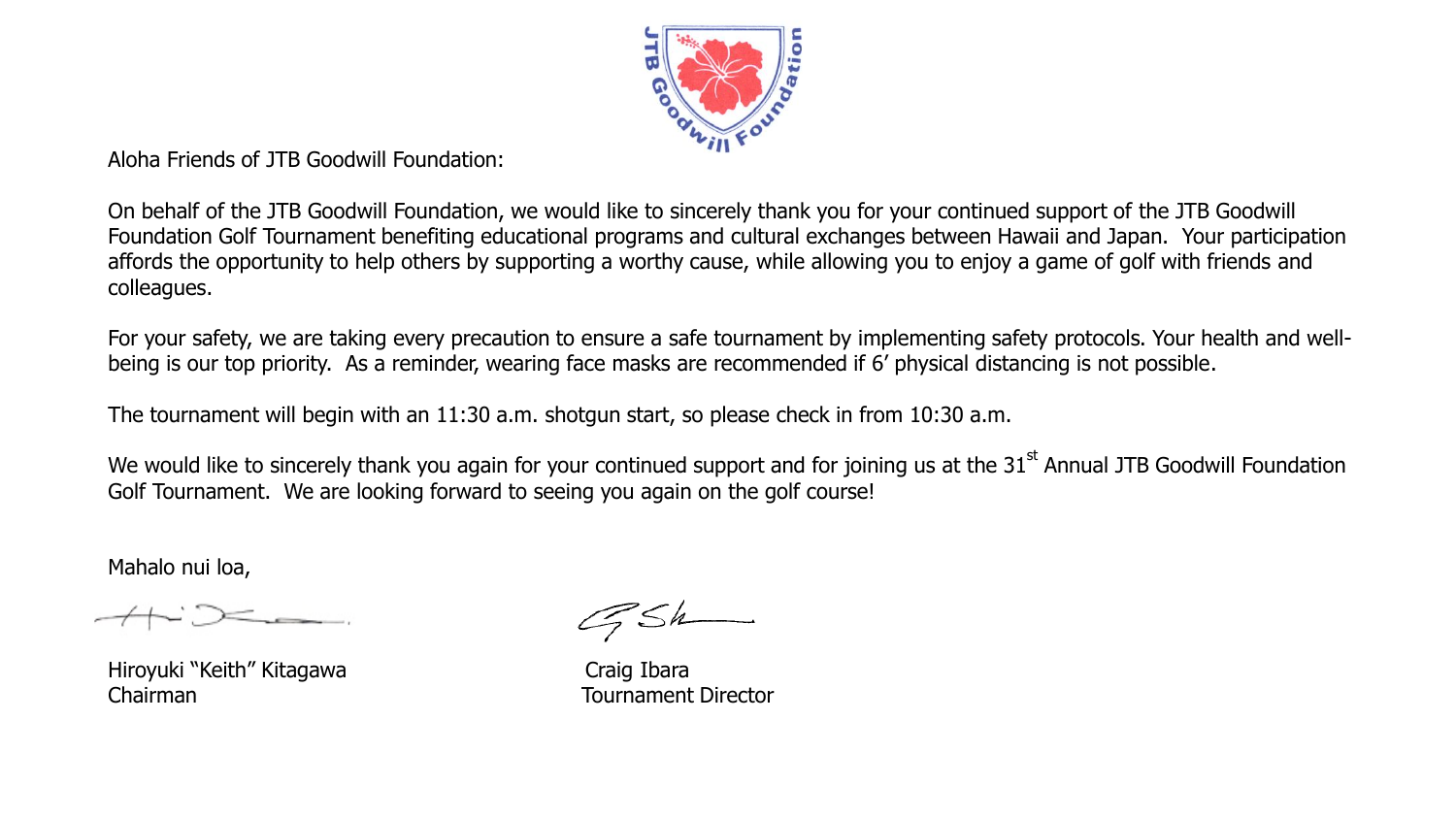Aloha Friends of JTB Goodwill Foundation:

On behalf of the JTB Goodwill Foundation, we would like to sincerely thank you for your continued support of the JTB Goodwill Foundation Golf Tournament benefiting educational programs and cultural exchanges between Hawaii and Japan. Your participation affords the opportunity to help others by supporting a worthy cause, while allowing you to enjoy a game of golf with friends and colleagues.

For your safety, we are taking every precaution to ensure a safe tournament by implementing safety protocols. Your health and well-being is our top priority. As a reminder, wearing face masks are recommended if 6’ physical distancing is not possible.

The tournament will begin with an 11:30 a.m. shotgun start, so please check in from 10:30 a.m.

We would like to sincerely thank you again for your continued support and for joining us at the 31st Annual JTB Goodwill Foundation Golf Tournament. We are looking forward to seeing you again on the golf course!

Mahalo nui loa,

Hiroyuki “Keith” Kitagawa
Chairman

Craig Ibara
Tournament Director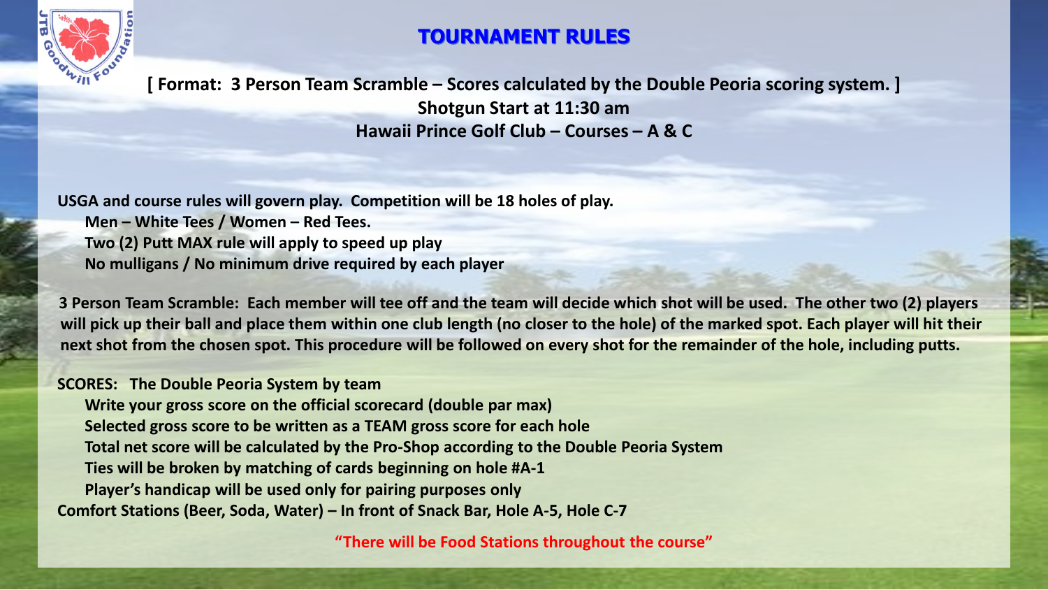# TOURNAMENT RULES

**[ Format: 3 Person Team Scramble – Scores calculated by the Double Peoria scoring system. ]**

**Shotgun Start at 11:30 am**

**Hawaii Prince Golf Club – Courses – A & C**

**USGA and course rules will govern play. Competition will be 18 holes of play.**

- **Men – White Tees / Women – Red Tees.**
- **Two (2) Putt MAX rule will apply to speed up play**
- **No mulligans / No minimum drive required by each player**

**3 Person Team Scramble: Each member will tee off and the team will decide which shot will be used. The other two (2) players will pick up their ball and place them within one club length (no closer to the hole) of the marked spot. Each player will hit their next shot from the chosen spot. This procedure will be followed on every shot for the remainder of the hole, including putts.**

**SCORES: The Double Peoria System by team**

- **Write your gross score on the official scorecard (double par max)**
- **Selected gross score to be written as a TEAM gross score for each hole**
- **Total net score will be calculated by the Pro-Shop according to the Double Peoria System**
- **Ties will be broken by matching of cards beginning on hole #A-1**
- **Player's handicap will be used only for pairing purposes only**

**Comfort Stations (Beer, Soda, Water) – In front of Snack Bar, Hole A-5, Hole C-7**

**"There will be Food Stations throughout the course"**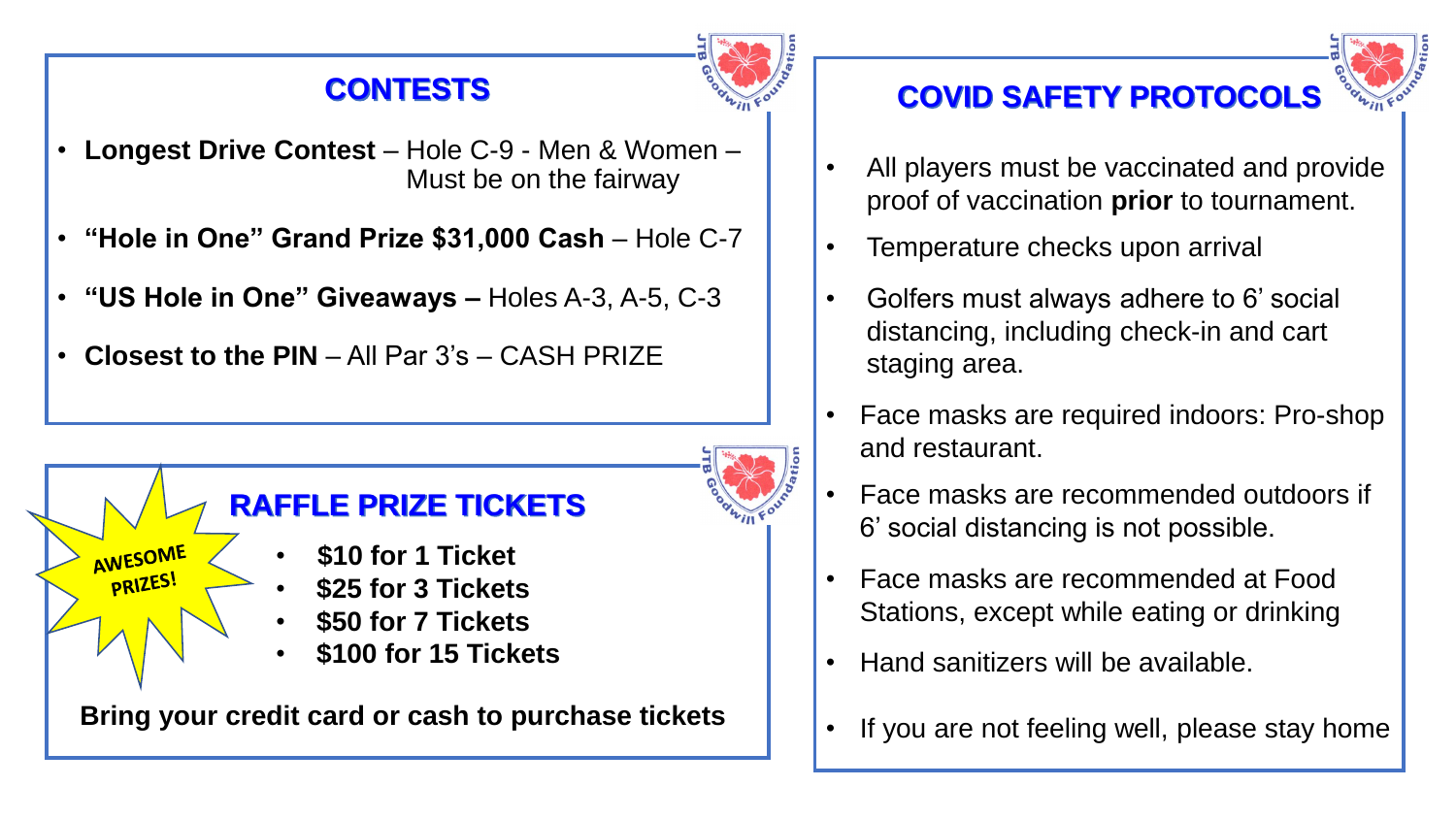## CONTESTS

- **Longest Drive Contest** – Hole C-9 - Men & Women – Must be on the fairway
- **"Hole in One" Grand Prize $31,000 Cash** – Hole C-7
- **"US Hole in One" Giveaways –** Holes A-3, A-5, C-3
- **Closest to the PIN** – All Par 3's – CASH PRIZE

## RAFFLE PRIZE TICKETS

AWESOME PRIZES!

- **$10 for 1 Ticket**
- **$25 for 3 Tickets**
- **$50 for 7 Tickets**
- **$100 for 15 Tickets**

**Bring your credit card or cash to purchase tickets**

## COVID SAFETY PROTOCOLS

- All players must be vaccinated and provide proof of vaccination **prior** to tournament.
- Temperature checks upon arrival
- Golfers must always adhere to 6' social distancing, including check-in and cart staging area.
- Face masks are required indoors: Pro-shop and restaurant.
- Face masks are recommended outdoors if 6' social distancing is not possible.
- Face masks are recommended at Food Stations, except while eating or drinking
- Hand sanitizers will be available.
- If you are not feeling well, please stay home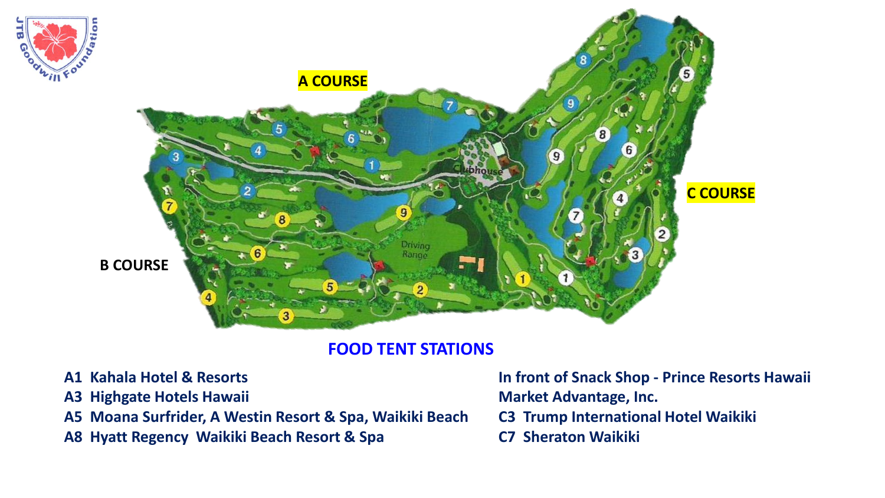A COURSE

B COURSE

C COURSE

## FOOD TENT STATIONS

A1 Kahala Hotel & Resorts
A3 Highgate Hotels Hawaii
A5 Moana Surfrider, A Westin Resort & Spa, Waikiki Beach
A8 Hyatt Regency Waikiki Beach Resort & Spa

In front of Snack Shop - Prince Resorts Hawaii
Market Advantage, Inc.
C3 Trump International Hotel Waikiki
C7 Sheraton Waikiki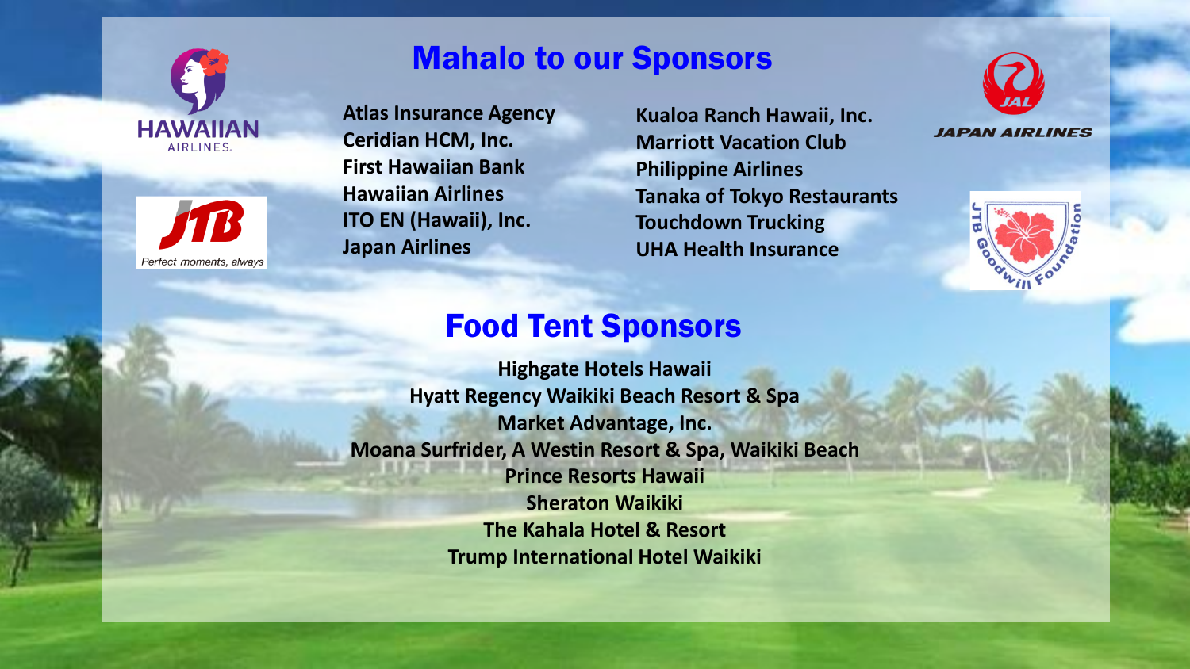# Mahalo to our Sponsors

Atlas Insurance Agency
Ceridian HCM, Inc.
First Hawaiian Bank
Hawaiian Airlines
ITO EN (Hawaii), Inc.
Japan Airlines
Kualoa Ranch Hawaii, Inc.
Marriott Vacation Club
Philippine Airlines
Tanaka of Tokyo Restaurants
Touchdown Trucking
UHA Health Insurance

# Food Tent Sponsors

Highgate Hotels Hawaii
Hyatt Regency Waikiki Beach Resort & Spa
Market Advantage, Inc.
Moana Surfrider, A Westin Resort & Spa, Waikiki Beach
Prince Resorts Hawaii
Sheraton Waikiki
The Kahala Hotel & Resort
Trump International Hotel Waikiki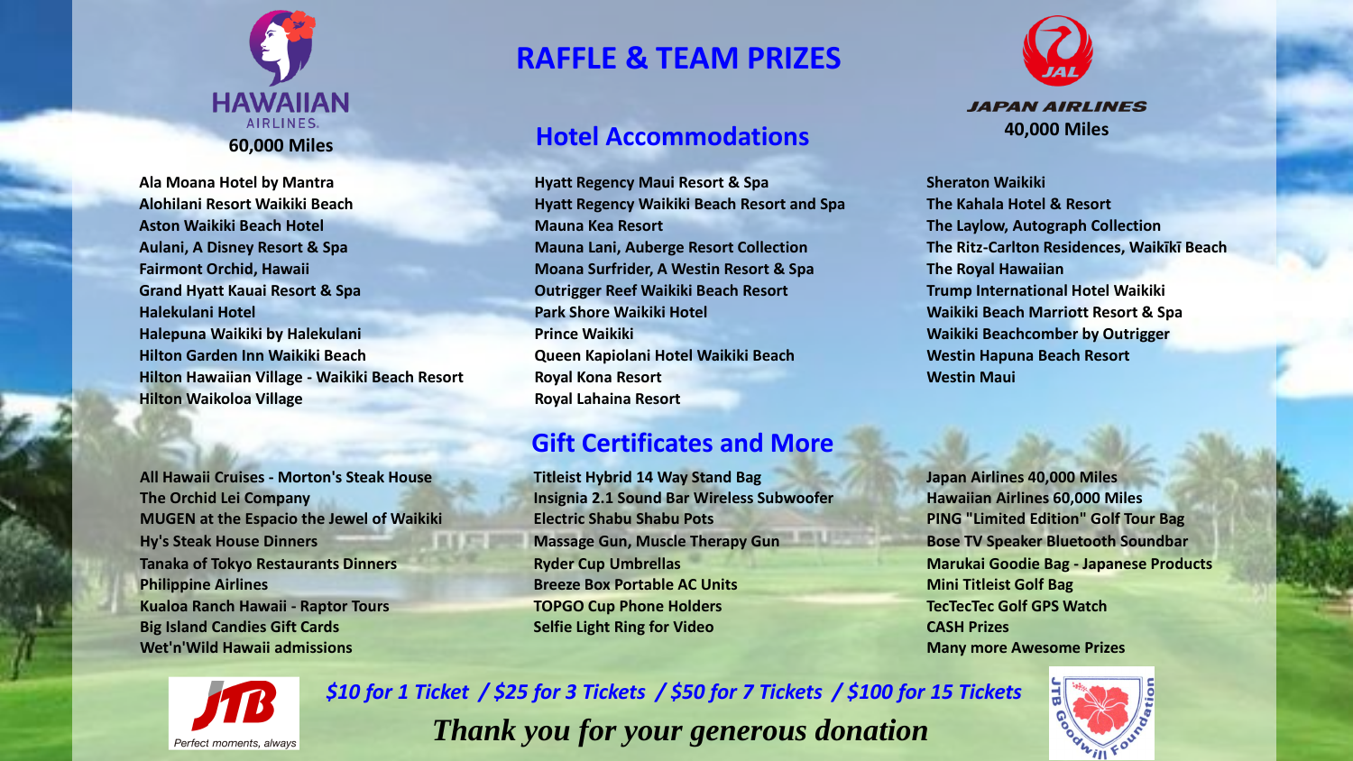# RAFFLE & TEAM PRIZES

HAWAIIAN AIRLINES
**60,000 Miles**

JAPAN AIRLINES
**40,000 Miles**

## Hotel Accommodations

- Ala Moana Hotel by Mantra
- Alohilani Resort Waikiki Beach
- Aston Waikiki Beach Hotel
- Aulani, A Disney Resort & Spa
- Fairmont Orchid, Hawaii
- Grand Hyatt Kauai Resort & Spa
- Halekulani Hotel
- Halepuna Waikiki by Halekulani
- Hilton Garden Inn Waikiki Beach
- Hilton Hawaiian Village - Waikiki Beach Resort
- Hilton Waikoloa Village
- Hyatt Regency Maui Resort & Spa
- Hyatt Regency Waikiki Beach Resort and Spa
- Mauna Kea Resort
- Mauna Lani, Auberge Resort Collection
- Moana Surfrider, A Westin Resort & Spa
- Outrigger Reef Waikiki Beach Resort
- Park Shore Waikiki Hotel
- Prince Waikiki
- Queen Kapiolani Hotel Waikiki Beach
- Royal Kona Resort
- Royal Lahaina Resort
- Sheraton Waikiki
- The Kahala Hotel & Resort
- The Laylow, Autograph Collection
- The Ritz-Carlton Residences, Waikīkī Beach
- The Royal Hawaiian
- Trump International Hotel Waikiki
- Waikiki Beach Marriott Resort & Spa
- Waikiki Beachcomber by Outrigger
- Westin Hapuna Beach Resort
- Westin Maui

## Gift Certificates and More

- All Hawaii Cruises - Morton's Steak House
- The Orchid Lei Company
- MUGEN at the Espacio the Jewel of Waikiki
- Hy's Steak House Dinners
- Tanaka of Tokyo Restaurants Dinners
- Philippine Airlines
- Kualoa Ranch Hawaii - Raptor Tours
- Big Island Candies Gift Cards
- Wet'n'Wild Hawaii admissions
- Titleist Hybrid 14 Way Stand Bag
- Insignia 2.1 Sound Bar Wireless Subwoofer
- Electric Shabu Shabu Pots
- Massage Gun, Muscle Therapy Gun
- Ryder Cup Umbrellas
- Breeze Box Portable AC Units
- TOPGO Cup Phone Holders
- Selfie Light Ring for Video
- Japan Airlines 40,000 Miles
- Hawaiian Airlines 60,000 Miles
- PING "Limited Edition" Golf Tour Bag
- Bose TV Speaker Bluetooth Soundbar
- Marukai Goodie Bag - Japanese Products
- Mini Titleist Golf Bag
- TecTecTec Golf GPS Watch
- CASH Prizes
- Many more Awesome Prizes

JTB — Perfect moments, always

*$10 for 1 Ticket / $25 for 3 Tickets / $50 for 7 Tickets / $100 for 15 Tickets*

***Thank you for your generous donation***

JTB Goodwill Foundation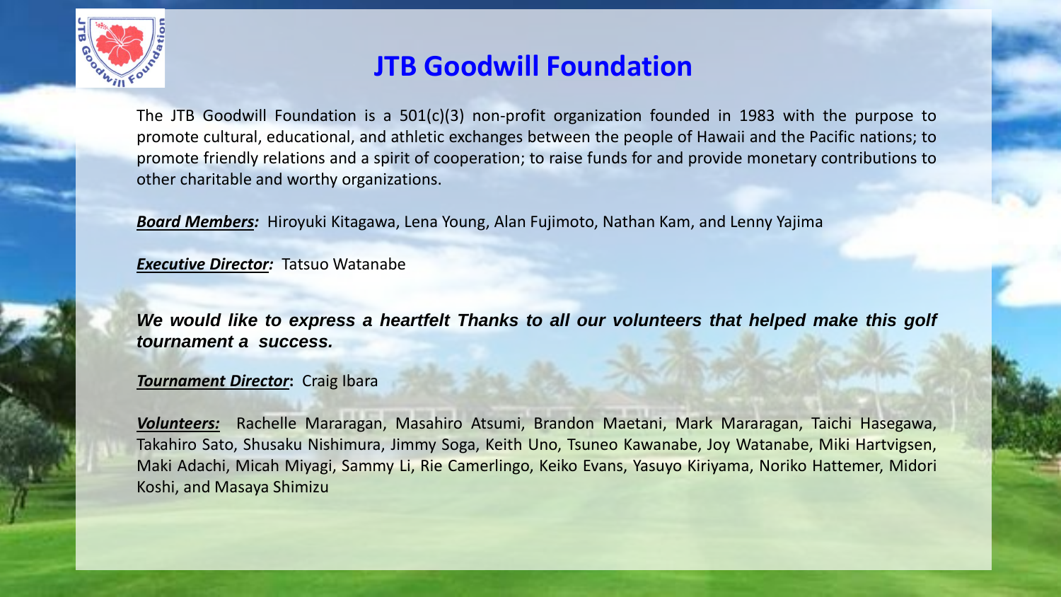# JTB Goodwill Foundation

The JTB Goodwill Foundation is a 501(c)(3) non-profit organization founded in 1983 with the purpose to promote cultural, educational, and athletic exchanges between the people of Hawaii and the Pacific nations; to promote friendly relations and a spirit of cooperation; to raise funds for and provide monetary contributions to other charitable and worthy organizations.

***Board Members:*** Hiroyuki Kitagawa, Lena Young, Alan Fujimoto, Nathan Kam, and Lenny Yajima

***Executive Director:*** Tatsuo Watanabe

***We would like to express a heartfelt Thanks to all our volunteers that helped make this golf tournament a success.***

***Tournament Director*:** Craig Ibara

***Volunteers:*** Rachelle Mararagan, Masahiro Atsumi, Brandon Maetani, Mark Mararagan, Taichi Hasegawa, Takahiro Sato, Shusaku Nishimura, Jimmy Soga, Keith Uno, Tsuneo Kawanabe, Joy Watanabe, Miki Hartvigsen, Maki Adachi, Micah Miyagi, Sammy Li, Rie Camerlingo, Keiko Evans, Yasuyo Kiriyama, Noriko Hattemer, Midori Koshi, and Masaya Shimizu